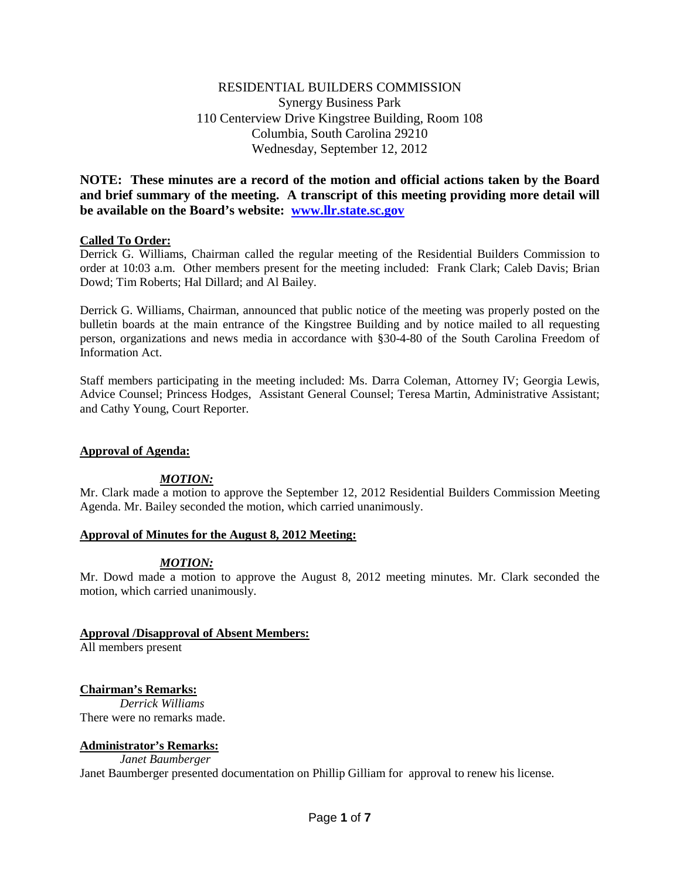RESIDENTIAL BUILDERS COMMISSION
Synergy Business Park
110 Centerview Drive Kingstree Building, Room 108
Columbia, South Carolina 29210
Wednesday, September 12, 2012

**NOTE: These minutes are a record of the motion and official actions taken by the Board and brief summary of the meeting. A transcript of this meeting providing more detail will be available on the Board's website: [www.llr.state.sc.gov](http://www.llr.state.sc.gov)**

**Called To Order:**

Derrick G. Williams, Chairman called the regular meeting of the Residential Builders Commission to order at 10:03 a.m. Other members present for the meeting included: Frank Clark; Caleb Davis; Brian Dowd; Tim Roberts; Hal Dillard; and Al Bailey.

Derrick G. Williams, Chairman, announced that public notice of the meeting was properly posted on the bulletin boards at the main entrance of the Kingstree Building and by notice mailed to all requesting person, organizations and news media in accordance with §30-4-80 of the South Carolina Freedom of Information Act.

Staff members participating in the meeting included: Ms. Darra Coleman, Attorney IV; Georgia Lewis, Advice Counsel; Princess Hodges, Assistant General Counsel; Teresa Martin, Administrative Assistant; and Cathy Young, Court Reporter.

**Approval of Agenda:**

***MOTION:***

Mr. Clark made a motion to approve the September 12, 2012 Residential Builders Commission Meeting Agenda. Mr. Bailey seconded the motion, which carried unanimously.

**Approval of Minutes for the August 8, 2012 Meeting:**

***MOTION:***

Mr. Dowd made a motion to approve the August 8, 2012 meeting minutes. Mr. Clark seconded the motion, which carried unanimously.

**Approval /Disapproval of Absent Members:**

All members present

**Chairman's Remarks:**

*Derrick Williams*

There were no remarks made.

**Administrator's Remarks:**

*Janet Baumberger*

Janet Baumberger presented documentation on Phillip Gilliam for approval to renew his license.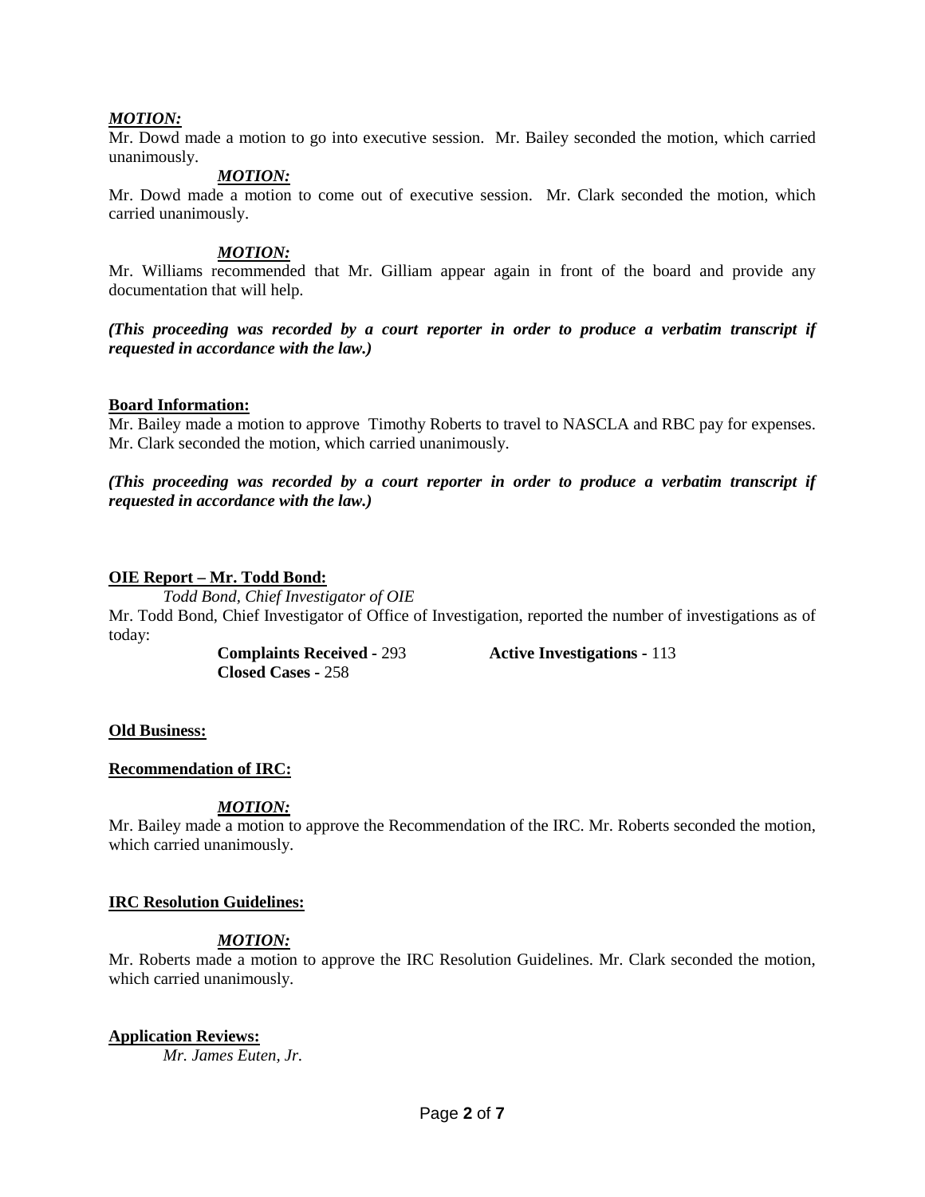***MOTION:***

Mr. Dowd made a motion to go into executive session. Mr. Bailey seconded the motion, which carried unanimously.

***MOTION:***

Mr. Dowd made a motion to come out of executive session. Mr. Clark seconded the motion, which carried unanimously.

***MOTION:***

Mr. Williams recommended that Mr. Gilliam appear again in front of the board and provide any documentation that will help.

***(This proceeding was recorded by a court reporter in order to produce a verbatim transcript if requested in accordance with the law.)***

**Board Information:**

Mr. Bailey made a motion to approve Timothy Roberts to travel to NASCLA and RBC pay for expenses. Mr. Clark seconded the motion, which carried unanimously.

***(This proceeding was recorded by a court reporter in order to produce a verbatim transcript if requested in accordance with the law.)***

**OIE Report – Mr. Todd Bond:**

*Todd Bond, Chief Investigator of OIE*

Mr. Todd Bond, Chief Investigator of Office of Investigation, reported the number of investigations as of today:

**Complaints Received -** 293 **Active Investigations -** 113
**Closed Cases -** 258

**Old Business:**

**Recommendation of IRC:**

***MOTION:***

Mr. Bailey made a motion to approve the Recommendation of the IRC. Mr. Roberts seconded the motion, which carried unanimously.

**IRC Resolution Guidelines:**

***MOTION:***

Mr. Roberts made a motion to approve the IRC Resolution Guidelines. Mr. Clark seconded the motion, which carried unanimously.

**Application Reviews:**

*Mr. James Euten, Jr.*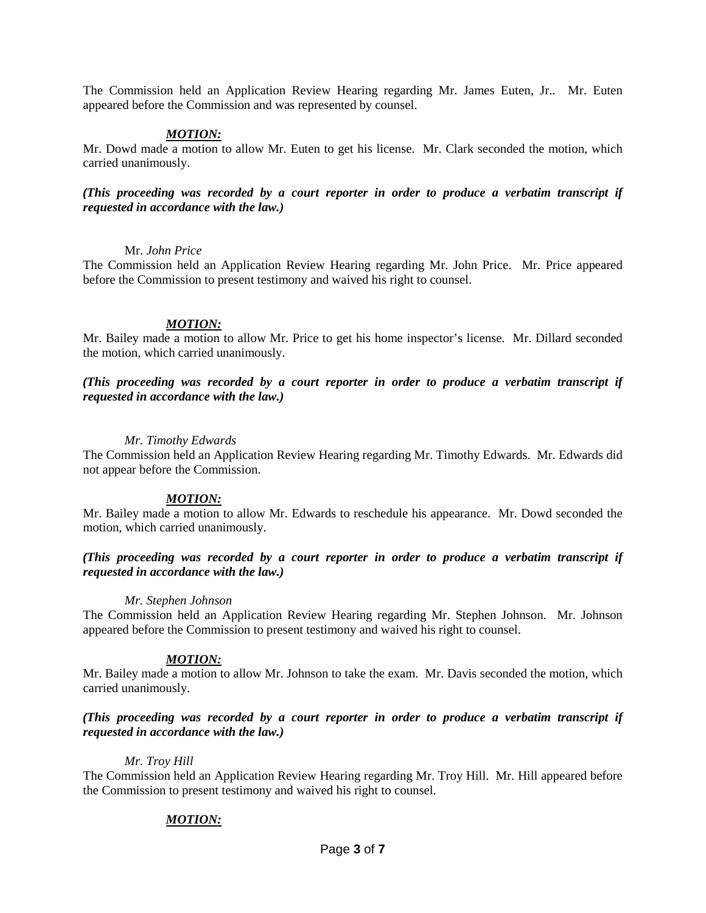The Commission held an Application Review Hearing regarding Mr. James Euten, Jr.. Mr. Euten appeared before the Commission and was represented by counsel.

***MOTION:***

Mr. Dowd made a motion to allow Mr. Euten to get his license. Mr. Clark seconded the motion, which carried unanimously.

***(This proceeding was recorded by a court reporter in order to produce a verbatim transcript if requested in accordance with the law.)***

Mr. *John Price*

The Commission held an Application Review Hearing regarding Mr. John Price. Mr. Price appeared before the Commission to present testimony and waived his right to counsel.

***MOTION:***

Mr. Bailey made a motion to allow Mr. Price to get his home inspector's license. Mr. Dillard seconded the motion, which carried unanimously.

***(This proceeding was recorded by a court reporter in order to produce a verbatim transcript if requested in accordance with the law.)***

*Mr. Timothy Edwards*

The Commission held an Application Review Hearing regarding Mr. Timothy Edwards. Mr. Edwards did not appear before the Commission.

***MOTION:***

Mr. Bailey made a motion to allow Mr. Edwards to reschedule his appearance. Mr. Dowd seconded the motion, which carried unanimously.

***(This proceeding was recorded by a court reporter in order to produce a verbatim transcript if requested in accordance with the law.)***

*Mr. Stephen Johnson*

The Commission held an Application Review Hearing regarding Mr. Stephen Johnson. Mr. Johnson appeared before the Commission to present testimony and waived his right to counsel.

***MOTION:***

Mr. Bailey made a motion to allow Mr. Johnson to take the exam. Mr. Davis seconded the motion, which carried unanimously.

***(This proceeding was recorded by a court reporter in order to produce a verbatim transcript if requested in accordance with the law.)***

*Mr. Troy Hill*

The Commission held an Application Review Hearing regarding Mr. Troy Hill. Mr. Hill appeared before the Commission to present testimony and waived his right to counsel.

***MOTION:***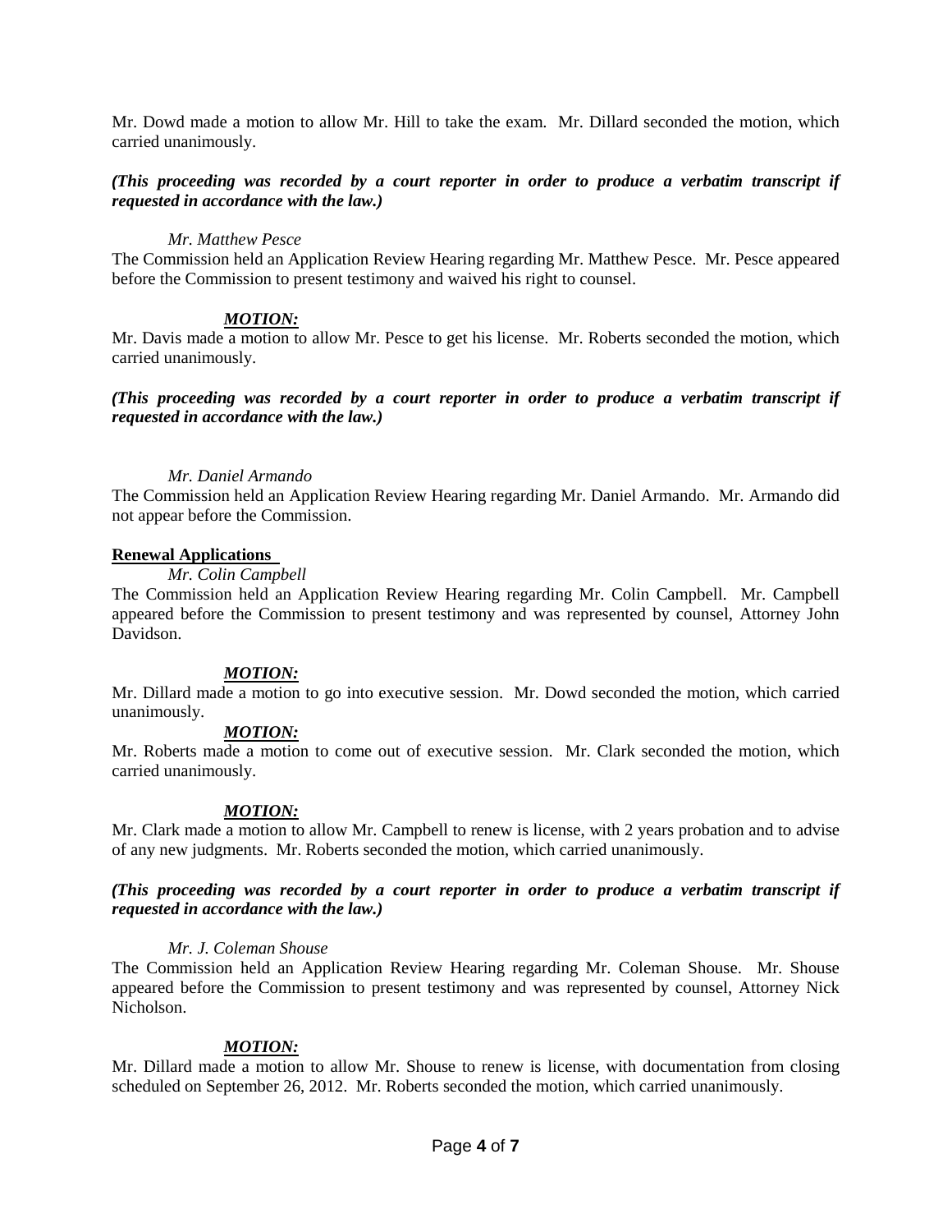Mr. Dowd made a motion to allow Mr. Hill to take the exam. Mr. Dillard seconded the motion, which carried unanimously.

***(This proceeding was recorded by a court reporter in order to produce a verbatim transcript if requested in accordance with the law.)***

*Mr. Matthew Pesce*

The Commission held an Application Review Hearing regarding Mr. Matthew Pesce. Mr. Pesce appeared before the Commission to present testimony and waived his right to counsel.

***MOTION:***

Mr. Davis made a motion to allow Mr. Pesce to get his license. Mr. Roberts seconded the motion, which carried unanimously.

***(This proceeding was recorded by a court reporter in order to produce a verbatim transcript if requested in accordance with the law.)***

*Mr. Daniel Armando*

The Commission held an Application Review Hearing regarding Mr. Daniel Armando. Mr. Armando did not appear before the Commission.

**Renewal Applications**

*Mr. Colin Campbell*

The Commission held an Application Review Hearing regarding Mr. Colin Campbell. Mr. Campbell appeared before the Commission to present testimony and was represented by counsel, Attorney John Davidson.

***MOTION:***

Mr. Dillard made a motion to go into executive session. Mr. Dowd seconded the motion, which carried unanimously.

***MOTION:***

Mr. Roberts made a motion to come out of executive session. Mr. Clark seconded the motion, which carried unanimously.

***MOTION:***

Mr. Clark made a motion to allow Mr. Campbell to renew is license, with 2 years probation and to advise of any new judgments. Mr. Roberts seconded the motion, which carried unanimously.

***(This proceeding was recorded by a court reporter in order to produce a verbatim transcript if requested in accordance with the law.)***

*Mr. J. Coleman Shouse*

The Commission held an Application Review Hearing regarding Mr. Coleman Shouse. Mr. Shouse appeared before the Commission to present testimony and was represented by counsel, Attorney Nick Nicholson.

***MOTION:***

Mr. Dillard made a motion to allow Mr. Shouse to renew is license, with documentation from closing scheduled on September 26, 2012. Mr. Roberts seconded the motion, which carried unanimously.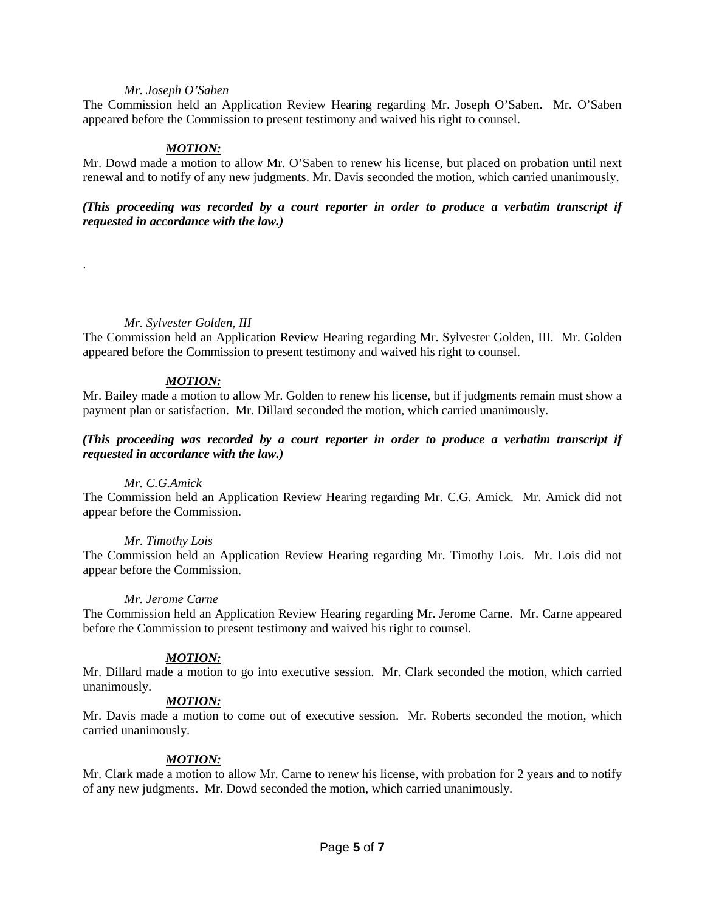*Mr. Joseph O'Saben*

The Commission held an Application Review Hearing regarding Mr. Joseph O'Saben. Mr. O'Saben appeared before the Commission to present testimony and waived his right to counsel.

***MOTION:***

Mr. Dowd made a motion to allow Mr. O'Saben to renew his license, but placed on probation until next renewal and to notify of any new judgments. Mr. Davis seconded the motion, which carried unanimously.

***(This proceeding was recorded by a court reporter in order to produce a verbatim transcript if requested in accordance with the law.)***

.

*Mr. Sylvester Golden, III*

The Commission held an Application Review Hearing regarding Mr. Sylvester Golden, III. Mr. Golden appeared before the Commission to present testimony and waived his right to counsel.

***MOTION:***

Mr. Bailey made a motion to allow Mr. Golden to renew his license, but if judgments remain must show a payment plan or satisfaction. Mr. Dillard seconded the motion, which carried unanimously.

***(This proceeding was recorded by a court reporter in order to produce a verbatim transcript if requested in accordance with the law.)***

*Mr. C.G.Amick*

The Commission held an Application Review Hearing regarding Mr. C.G. Amick. Mr. Amick did not appear before the Commission.

*Mr. Timothy Lois*

The Commission held an Application Review Hearing regarding Mr. Timothy Lois. Mr. Lois did not appear before the Commission.

*Mr. Jerome Carne*

The Commission held an Application Review Hearing regarding Mr. Jerome Carne. Mr. Carne appeared before the Commission to present testimony and waived his right to counsel.

***MOTION:***

Mr. Dillard made a motion to go into executive session. Mr. Clark seconded the motion, which carried unanimously.

***MOTION:***

Mr. Davis made a motion to come out of executive session. Mr. Roberts seconded the motion, which carried unanimously.

***MOTION:***

Mr. Clark made a motion to allow Mr. Carne to renew his license, with probation for 2 years and to notify of any new judgments. Mr. Dowd seconded the motion, which carried unanimously.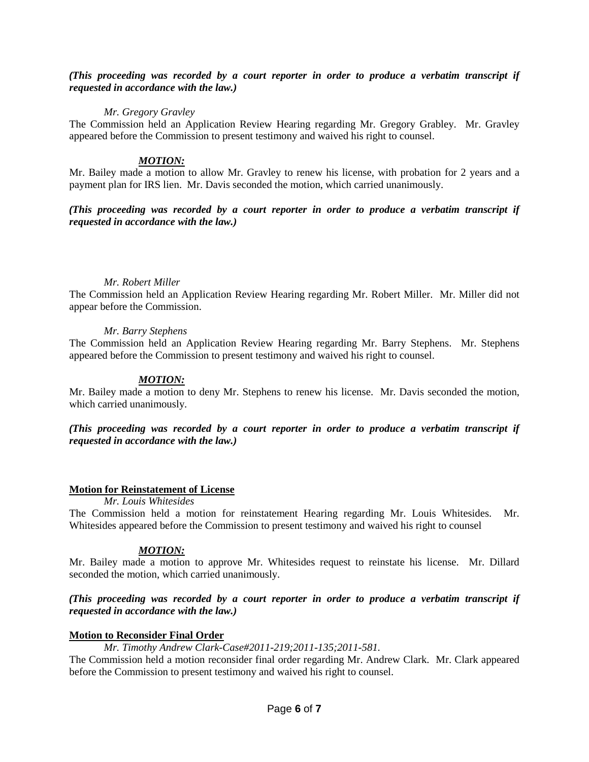***(This proceeding was recorded by a court reporter in order to produce a verbatim transcript if requested in accordance with the law.)***

*Mr. Gregory Gravley*

The Commission held an Application Review Hearing regarding Mr. Gregory Grabley. Mr. Gravley appeared before the Commission to present testimony and waived his right to counsel.

***MOTION:***

Mr. Bailey made a motion to allow Mr. Gravley to renew his license, with probation for 2 years and a payment plan for IRS lien. Mr. Davis seconded the motion, which carried unanimously.

***(This proceeding was recorded by a court reporter in order to produce a verbatim transcript if requested in accordance with the law.)***

*Mr. Robert Miller*

The Commission held an Application Review Hearing regarding Mr. Robert Miller. Mr. Miller did not appear before the Commission.

*Mr. Barry Stephens*

The Commission held an Application Review Hearing regarding Mr. Barry Stephens. Mr. Stephens appeared before the Commission to present testimony and waived his right to counsel.

***MOTION:***

Mr. Bailey made a motion to deny Mr. Stephens to renew his license. Mr. Davis seconded the motion, which carried unanimously.

***(This proceeding was recorded by a court reporter in order to produce a verbatim transcript if requested in accordance with the law.)***

**Motion for Reinstatement of License**

*Mr. Louis Whitesides*

The Commission held a motion for reinstatement Hearing regarding Mr. Louis Whitesides. Mr. Whitesides appeared before the Commission to present testimony and waived his right to counsel

***MOTION:***

Mr. Bailey made a motion to approve Mr. Whitesides request to reinstate his license. Mr. Dillard seconded the motion, which carried unanimously.

***(This proceeding was recorded by a court reporter in order to produce a verbatim transcript if requested in accordance with the law.)***

**Motion to Reconsider Final Order**

*Mr. Timothy Andrew Clark-Case#2011-219;2011-135;2011-581.*

The Commission held a motion reconsider final order regarding Mr. Andrew Clark. Mr. Clark appeared before the Commission to present testimony and waived his right to counsel.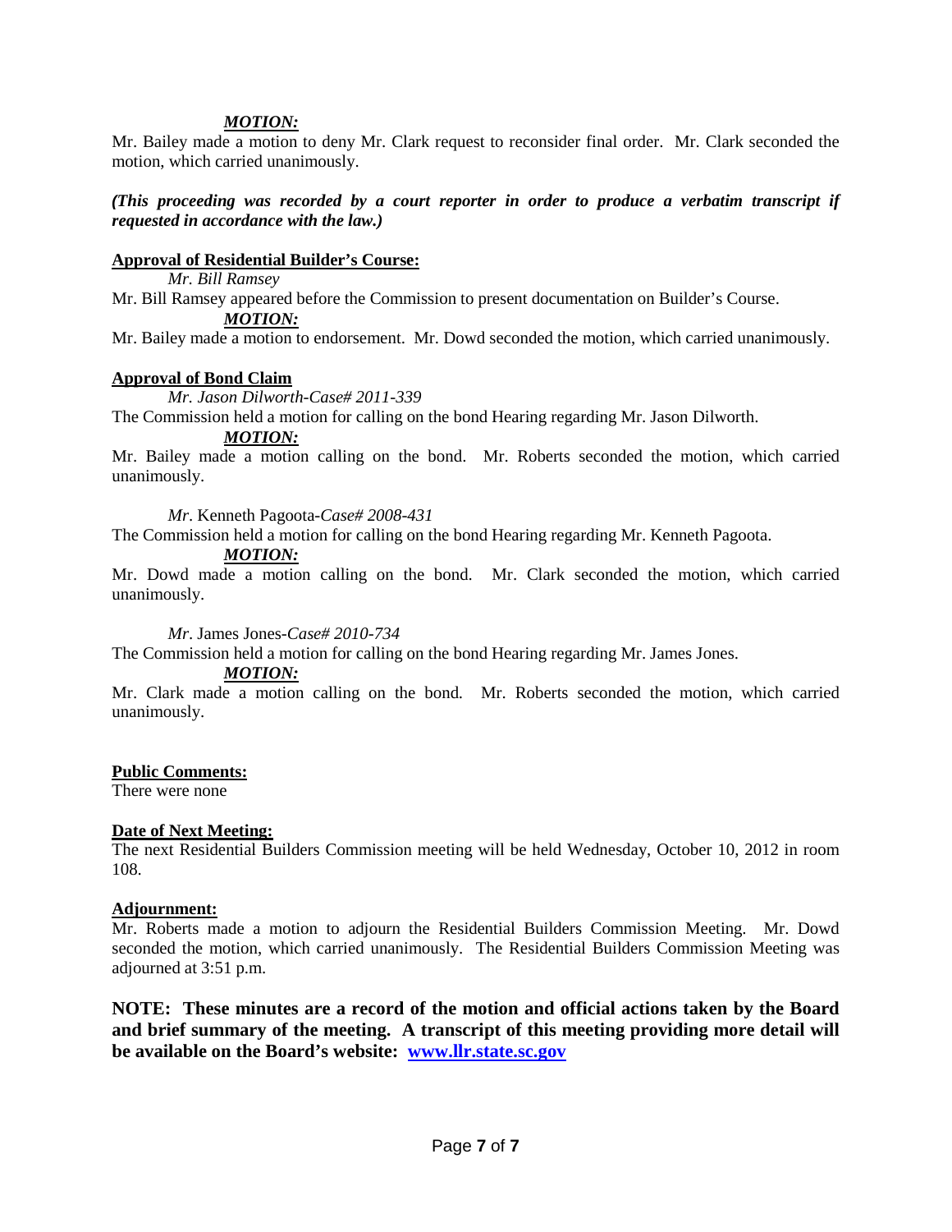***MOTION:***

Mr. Bailey made a motion to deny Mr. Clark request to reconsider final order. Mr. Clark seconded the motion, which carried unanimously.

***(This proceeding was recorded by a court reporter in order to produce a verbatim transcript if requested in accordance with the law.)***

**Approval of Residential Builder's Course:**

*Mr. Bill Ramsey*

Mr. Bill Ramsey appeared before the Commission to present documentation on Builder's Course.

***MOTION:***

Mr. Bailey made a motion to endorsement. Mr. Dowd seconded the motion, which carried unanimously.

**Approval of Bond Claim**

*Mr. Jason Dilworth-Case# 2011-339*

The Commission held a motion for calling on the bond Hearing regarding Mr. Jason Dilworth.

***MOTION:***

Mr. Bailey made a motion calling on the bond. Mr. Roberts seconded the motion, which carried unanimously.

*Mr*. Kenneth Pagoota-*Case# 2008-431*

The Commission held a motion for calling on the bond Hearing regarding Mr. Kenneth Pagoota.

***MOTION:***

Mr. Dowd made a motion calling on the bond. Mr. Clark seconded the motion, which carried unanimously.

*Mr*. James Jones-*Case# 2010-734*

The Commission held a motion for calling on the bond Hearing regarding Mr. James Jones.

***MOTION:***

Mr. Clark made a motion calling on the bond. Mr. Roberts seconded the motion, which carried unanimously.

**Public Comments:**

There were none

**Date of Next Meeting:**

The next Residential Builders Commission meeting will be held Wednesday, October 10, 2012 in room 108.

**Adjournment:**

Mr. Roberts made a motion to adjourn the Residential Builders Commission Meeting. Mr. Dowd seconded the motion, which carried unanimously. The Residential Builders Commission Meeting was adjourned at 3:51 p.m.

**NOTE: These minutes are a record of the motion and official actions taken by the Board and brief summary of the meeting. A transcript of this meeting providing more detail will be available on the Board's website: [www.llr.state.sc.gov](http://www.llr.state.sc.gov)**